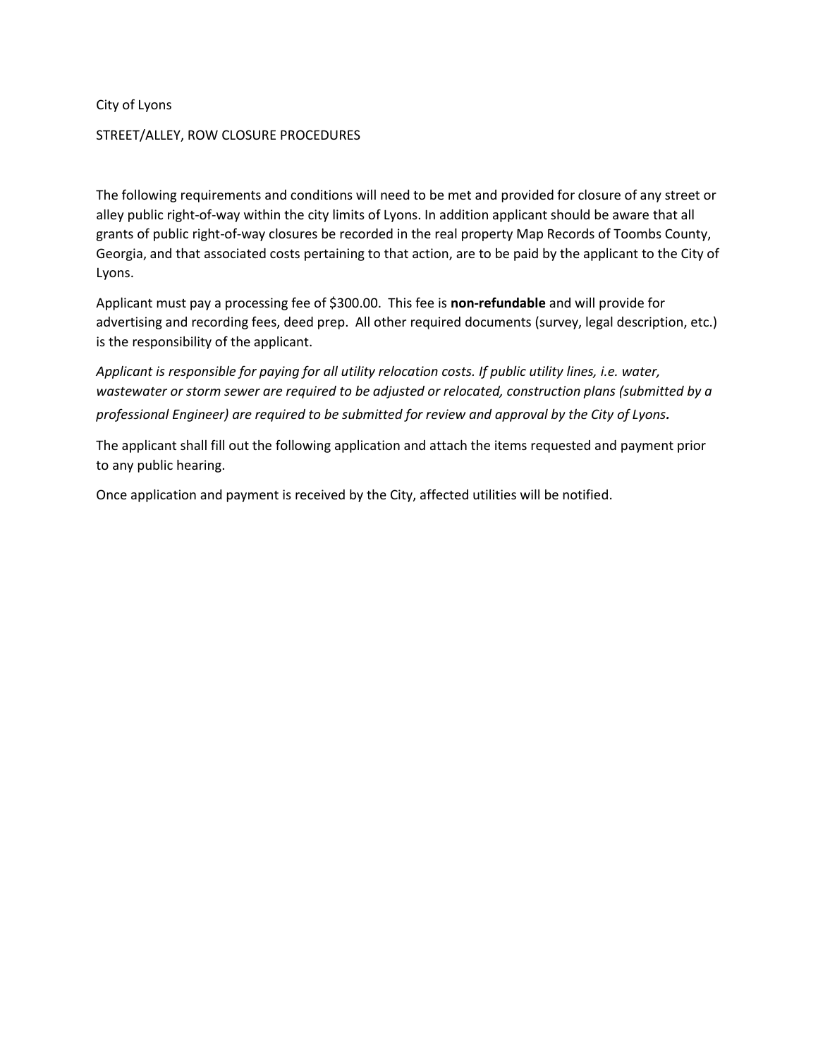City of Lyons

STREET/ALLEY, ROW CLOSURE PROCEDURES

The following requirements and conditions will need to be met and provided for closure of any street or alley public right-of-way within the city limits of Lyons. In addition applicant should be aware that all grants of public right-of-way closures be recorded in the real property Map Records of Toombs County, Georgia, and that associated costs pertaining to that action, are to be paid by the applicant to the City of Lyons.

Applicant must pay a processing fee of $300.00. This fee is **non-refundable** and will provide for advertising and recording fees, deed prep. All other required documents (survey, legal description, etc.) is the responsibility of the applicant.

*Applicant is responsible for paying for all utility relocation costs. If public utility lines, i.e. water, wastewater or storm sewer are required to be adjusted or relocated, construction plans (submitted by a professional Engineer) are required to be submitted for review and approval by the City of Lyons.*

The applicant shall fill out the following application and attach the items requested and payment prior to any public hearing.

Once application and payment is received by the City, affected utilities will be notified.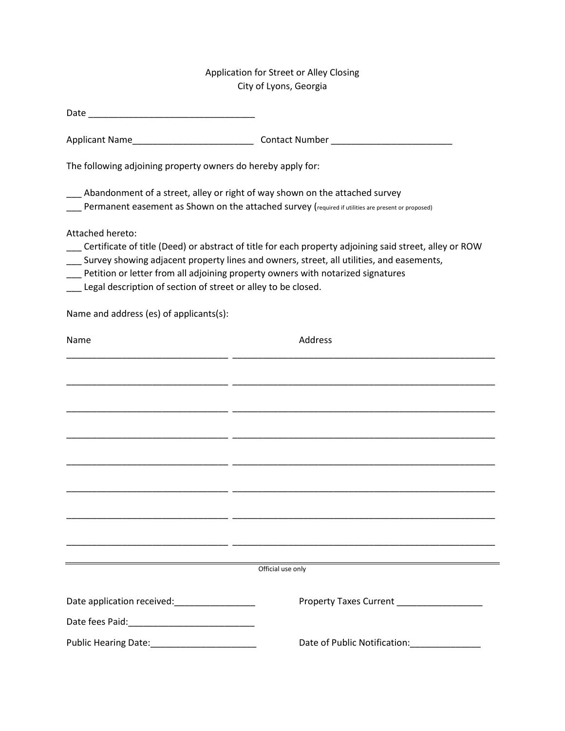# Application for Street or Alley Closing
## City of Lyons, Georgia

Date ________________________________

Applicant Name________________________ Contact Number ________________________

The following adjoining property owners do hereby apply for:

___ Abandonment of a street, alley or right of way shown on the attached survey
___ Permanent easement as Shown on the attached survey (required if utilities are present or proposed)

Attached hereto:

___ Certificate of title (Deed) or abstract of title for each property adjoining said street, alley or ROW
___ Survey showing adjacent property lines and owners, street, all utilities, and easements,
___ Petition or letter from all adjoining property owners with notarized signatures
___ Legal description of section of street or alley to be closed.

Name and address (es) of applicants(s):

| Name | Address |
| --- | --- |
| _______________________________ | ____________________________________________________ |
| _______________________________ | ____________________________________________________ |
| _______________________________ | ____________________________________________________ |
| _______________________________ | ____________________________________________________ |
| _______________________________ | ____________________________________________________ |
| _______________________________ | ____________________________________________________ |
| _______________________________ | ____________________________________________________ |
| _______________________________ | ____________________________________________________ |

---

Official use only

Date application received:________________ Property Taxes Current _________________

Date fees Paid:_________________________

Public Hearing Date:_____________________ Date of Public Notification:______________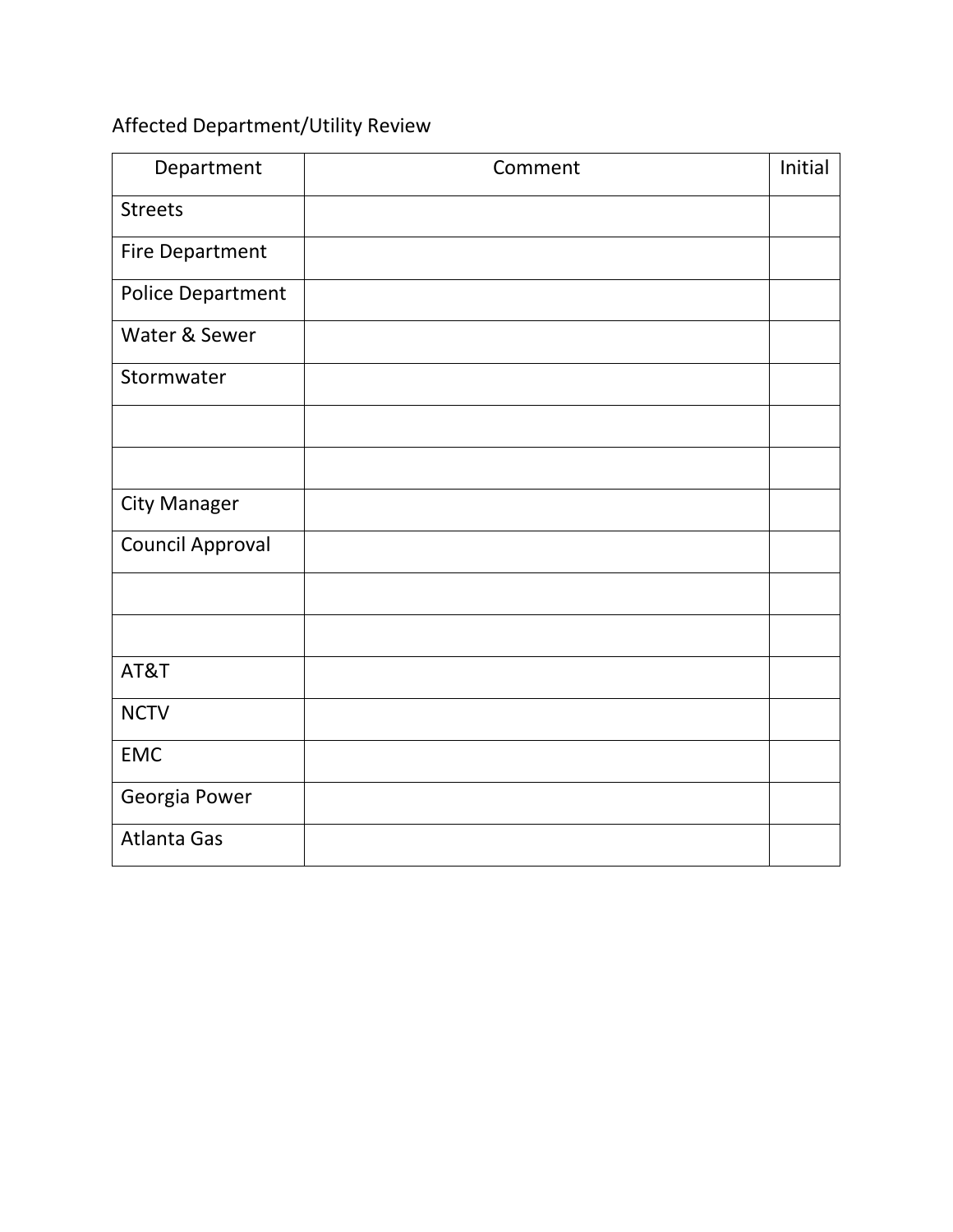Affected Department/Utility Review

| Department | Comment | Initial |
|---|---|---|
| Streets | | |
| Fire Department | | |
| Police Department | | |
| Water & Sewer | | |
| Stormwater | | |
| | | |
| | | |
| City Manager | | |
| Council Approval | | |
| | | |
| | | |
| AT&T | | |
| NCTV | | |
| EMC | | |
| Georgia Power | | |
| Atlanta Gas | | |